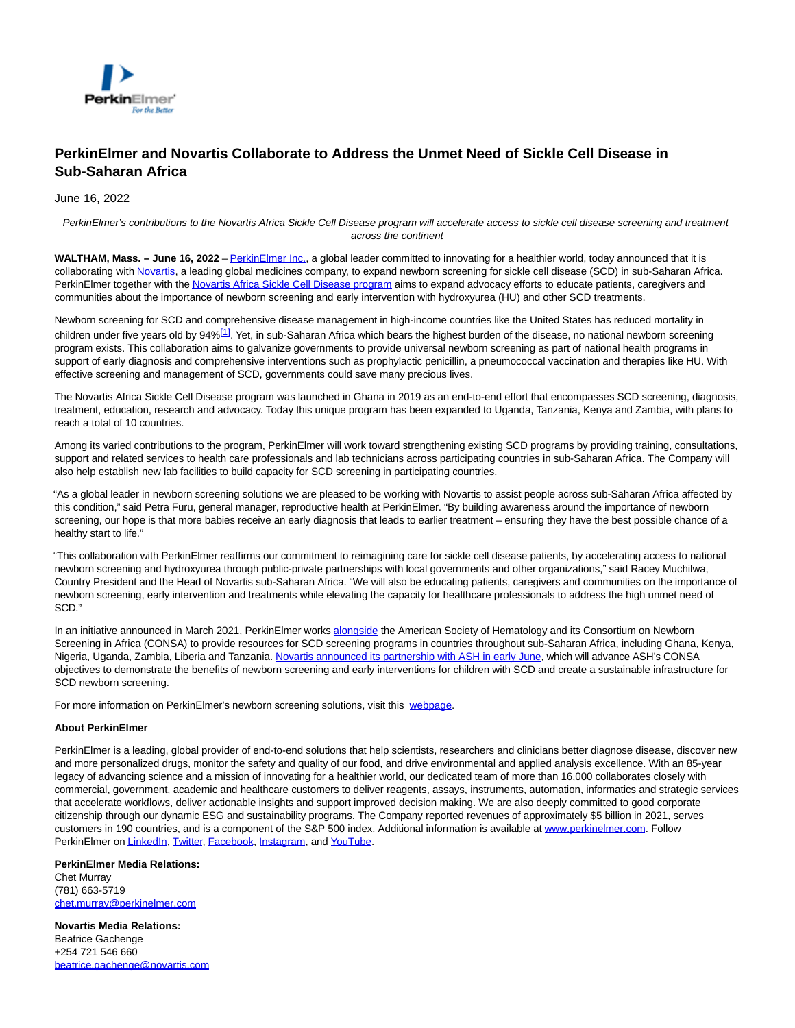# PerkinElmer and Novartis Collaborate to Address the Unmet Need of Sickle Cell Disease in Sub-Saharan Africa

June 16, 2022

*PerkinElmer's contributions to the Novartis Africa Sickle Cell Disease program will accelerate access to sickle cell disease screening and treatment across the continent*

**WALTHAM, Mass. – June 16, 2022** – PerkinElmer Inc., a global leader committed to innovating for a healthier world, today announced that it is collaborating with Novartis, a leading global medicines company, to expand newborn screening for sickle cell disease (SCD) in sub-Saharan Africa. PerkinElmer together with the Novartis Africa Sickle Cell Disease program aims to expand advocacy efforts to educate patients, caregivers and communities about the importance of newborn screening and early intervention with hydroxyurea (HU) and other SCD treatments.

Newborn screening for SCD and comprehensive disease management in high-income countries like the United States has reduced mortality in children under five years old by 94%[1]. Yet, in sub-Saharan Africa which bears the highest burden of the disease, no national newborn screening program exists. This collaboration aims to galvanize governments to provide universal newborn screening as part of national health programs in support of early diagnosis and comprehensive interventions such as prophylactic penicillin, a pneumococcal vaccination and therapies like HU. With effective screening and management of SCD, governments could save many precious lives.

The Novartis Africa Sickle Cell Disease program was launched in Ghana in 2019 as an end-to-end effort that encompasses SCD screening, diagnosis, treatment, education, research and advocacy. Today this unique program has been expanded to Uganda, Tanzania, Kenya and Zambia, with plans to reach a total of 10 countries.

Among its varied contributions to the program, PerkinElmer will work toward strengthening existing SCD programs by providing training, consultations, support and related services to health care professionals and lab technicians across participating countries in sub-Saharan Africa. The Company will also help establish new lab facilities to build capacity for SCD screening in participating countries.

"As a global leader in newborn screening solutions we are pleased to be working with Novartis to assist people across sub-Saharan Africa affected by this condition," said Petra Furu, general manager, reproductive health at PerkinElmer. "By building awareness around the importance of newborn screening, our hope is that more babies receive an early diagnosis that leads to earlier treatment – ensuring they have the best possible chance of a healthy start to life."

"This collaboration with PerkinElmer reaffirms our commitment to reimagining care for sickle cell disease patients, by accelerating access to national newborn screening and hydroxyurea through public-private partnerships with local governments and other organizations," said Racey Muchilwa, Country President and the Head of Novartis sub-Saharan Africa. "We will also be educating patients, caregivers and communities on the importance of newborn screening, early intervention and treatments while elevating the capacity for healthcare professionals to address the high unmet need of SCD."

In an initiative announced in March 2021, PerkinElmer works alongside the American Society of Hematology and its Consortium on Newborn Screening in Africa (CONSA) to provide resources for SCD screening programs in countries throughout sub-Saharan Africa, including Ghana, Kenya, Nigeria, Uganda, Zambia, Liberia and Tanzania. Novartis announced its partnership with ASH in early June, which will advance ASH's CONSA objectives to demonstrate the benefits of newborn screening and early interventions for children with SCD and create a sustainable infrastructure for SCD newborn screening.

For more information on PerkinElmer's newborn screening solutions, visit this webpage.

**About PerkinElmer**

PerkinElmer is a leading, global provider of end-to-end solutions that help scientists, researchers and clinicians better diagnose disease, discover new and more personalized drugs, monitor the safety and quality of our food, and drive environmental and applied analysis excellence. With an 85-year legacy of advancing science and a mission of innovating for a healthier world, our dedicated team of more than 16,000 collaborates closely with commercial, government, academic and healthcare customers to deliver reagents, assays, instruments, automation, informatics and strategic services that accelerate workflows, deliver actionable insights and support improved decision making. We are also deeply committed to good corporate citizenship through our dynamic ESG and sustainability programs. The Company reported revenues of approximately $5 billion in 2021, serves customers in 190 countries, and is a component of the S&P 500 index. Additional information is available at www.perkinelmer.com. Follow PerkinElmer on LinkedIn, Twitter, Facebook, Instagram, and YouTube.

**PerkinElmer Media Relations:**
Chet Murray
(781) 663-5719
chet.murray@perkinelmer.com

**Novartis Media Relations:**
Beatrice Gachenge
+254 721 546 660
beatrice.gachenge@novartis.com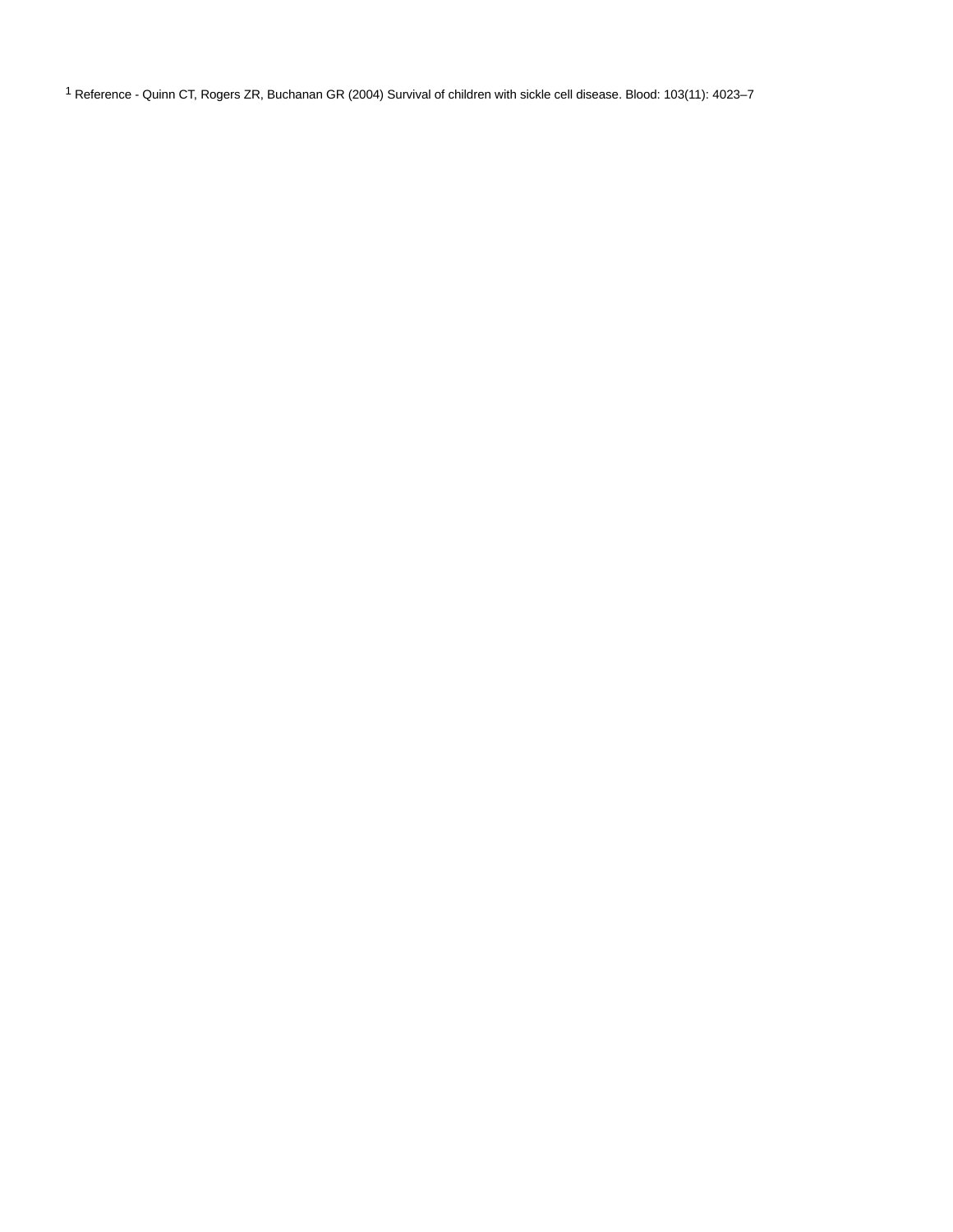[1] Reference - Quinn CT, Rogers ZR, Buchanan GR (2004) Survival of children with sickle cell disease. Blood: 103(11): 4023–7